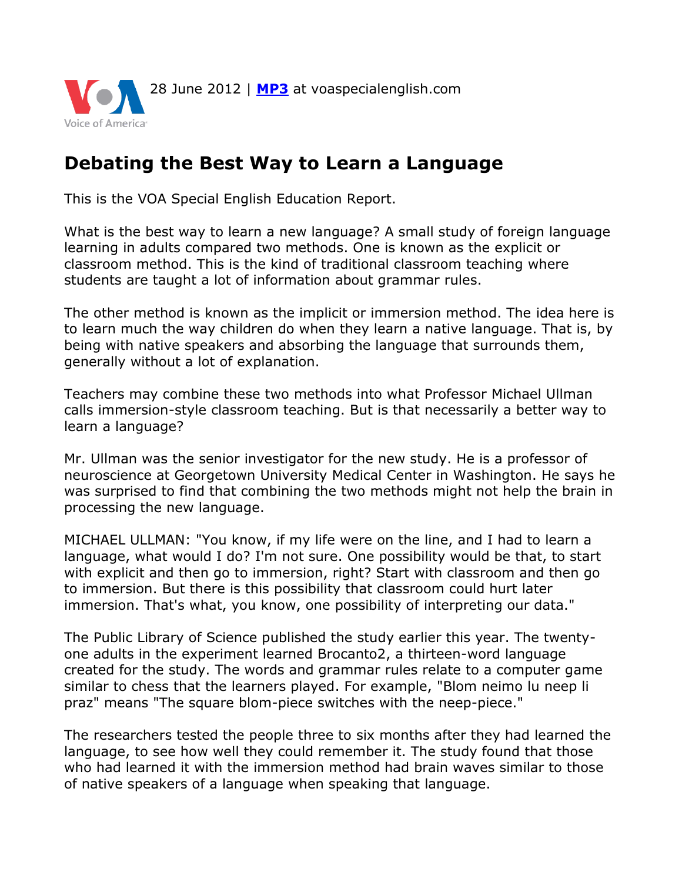28 June 2012 | **MP3** at voaspecialenglish.com

# Debating the Best Way to Learn a Language

This is the VOA Special English Education Report.

What is the best way to learn a new language? A small study of foreign language learning in adults compared two methods. One is known as the explicit or classroom method. This is the kind of traditional classroom teaching where students are taught a lot of information about grammar rules.

The other method is known as the implicit or immersion method. The idea here is to learn much the way children do when they learn a native language. That is, by being with native speakers and absorbing the language that surrounds them, generally without a lot of explanation.

Teachers may combine these two methods into what Professor Michael Ullman calls immersion-style classroom teaching. But is that necessarily a better way to learn a language?

Mr. Ullman was the senior investigator for the new study. He is a professor of neuroscience at Georgetown University Medical Center in Washington. He says he was surprised to find that combining the two methods might not help the brain in processing the new language.

MICHAEL ULLMAN: "You know, if my life were on the line, and I had to learn a language, what would I do? I'm not sure. One possibility would be that, to start with explicit and then go to immersion, right? Start with classroom and then go to immersion. But there is this possibility that classroom could hurt later immersion. That's what, you know, one possibility of interpreting our data."

The Public Library of Science published the study earlier this year. The twenty-one adults in the experiment learned Brocanto2, a thirteen-word language created for the study. The words and grammar rules relate to a computer game similar to chess that the learners played. For example, "Blom neimo lu neep li praz" means "The square blom-piece switches with the neep-piece."

The researchers tested the people three to six months after they had learned the language, to see how well they could remember it. The study found that those who had learned it with the immersion method had brain waves similar to those of native speakers of a language when speaking that language.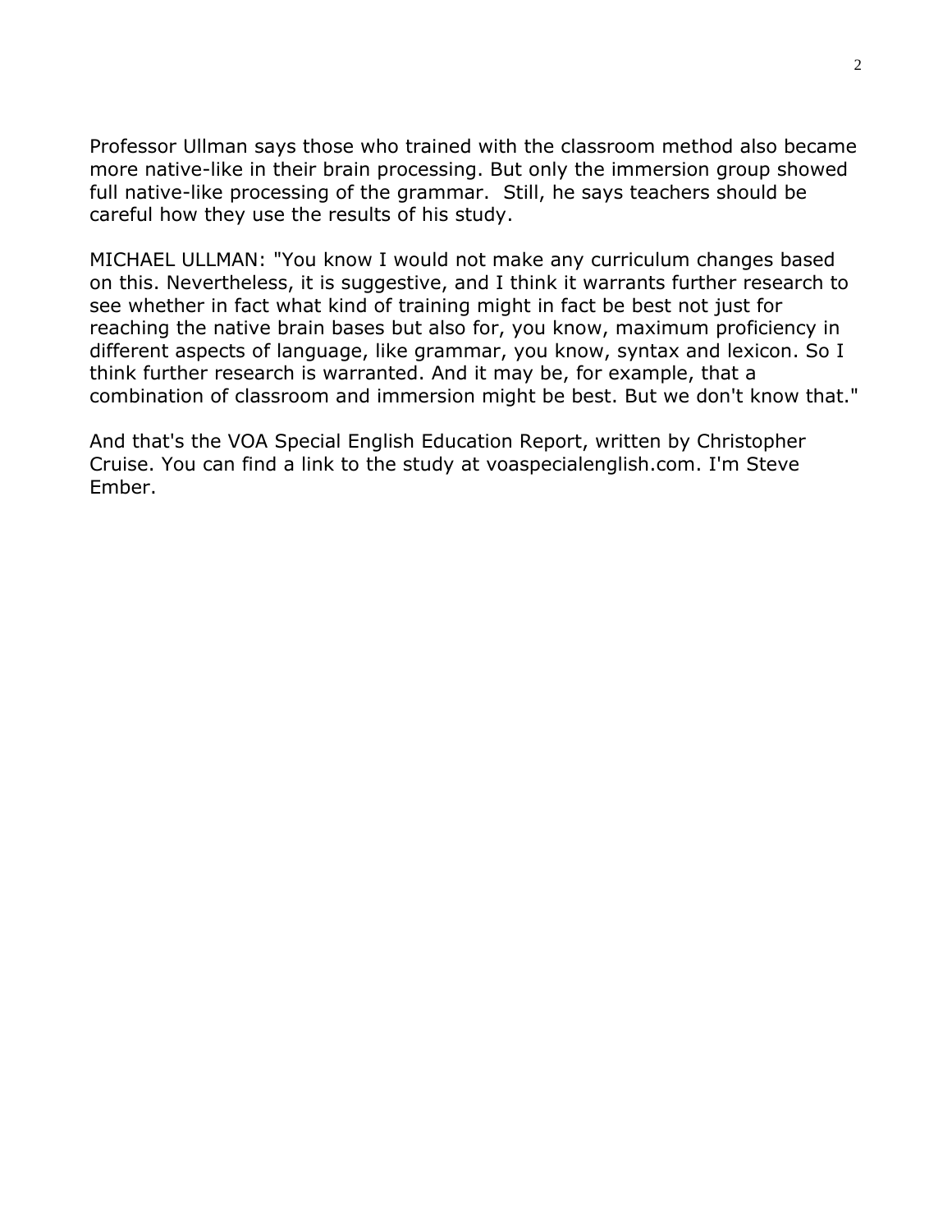Professor Ullman says those who trained with the classroom method also became more native-like in their brain processing. But only the immersion group showed full native-like processing of the grammar. Still, he says teachers should be careful how they use the results of his study.

MICHAEL ULLMAN: "You know I would not make any curriculum changes based on this. Nevertheless, it is suggestive, and I think it warrants further research to see whether in fact what kind of training might in fact be best not just for reaching the native brain bases but also for, you know, maximum proficiency in different aspects of language, like grammar, you know, syntax and lexicon. So I think further research is warranted. And it may be, for example, that a combination of classroom and immersion might be best. But we don't know that."

And that's the VOA Special English Education Report, written by Christopher Cruise. You can find a link to the study at voaspecialenglish.com. I'm Steve Ember.